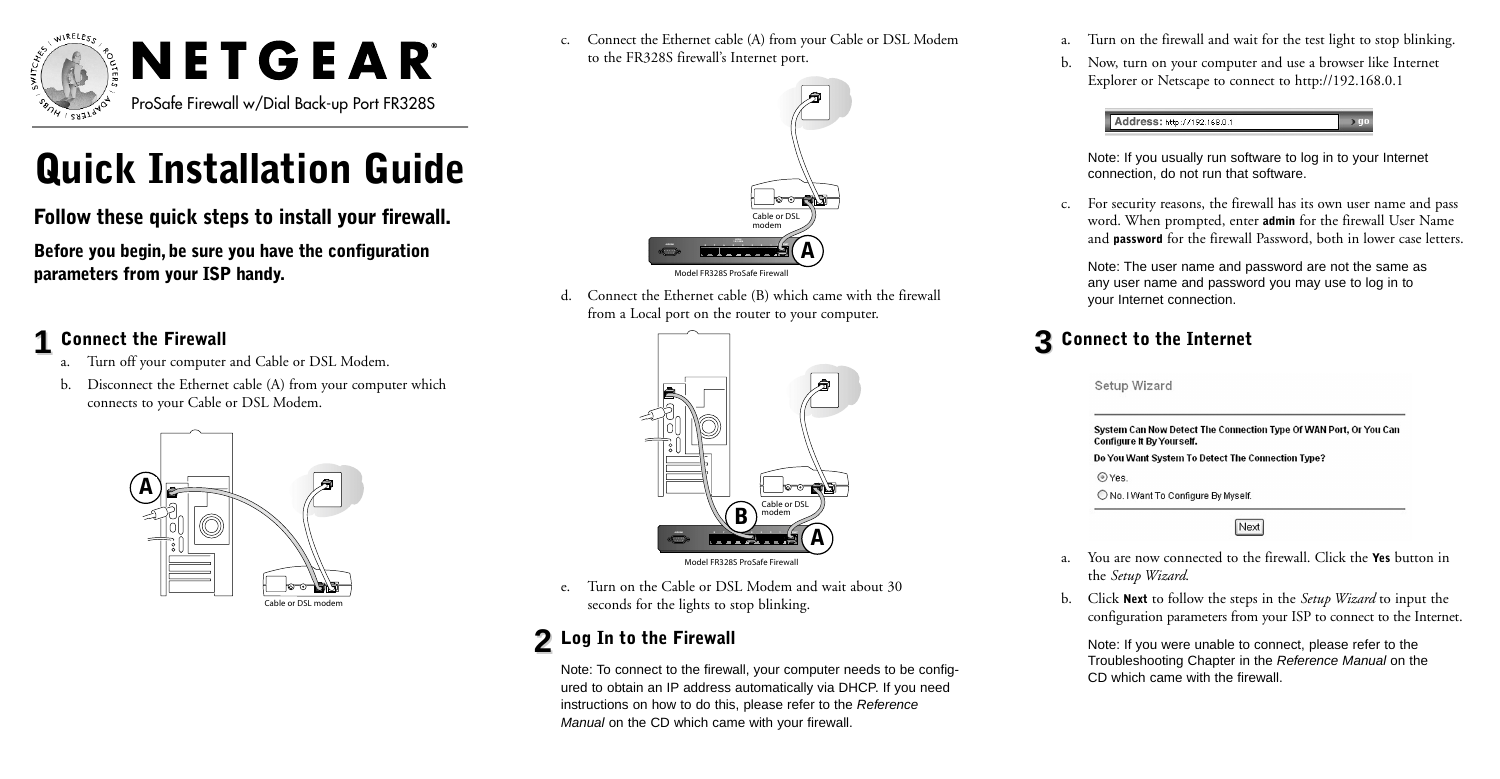NETGEAR®

ProSafe Firewall w/Dial Back-up Port FR328S

# Quick Installation Guide

## Follow these quick steps to install your firewall.

**Before you begin, be sure you have the configuration parameters from your ISP handy.**

## 1 Connect the Firewall

a. Turn off your computer and Cable or DSL Modem.

b. Disconnect the Ethernet cable (A) from your computer which connects to your Cable or DSL Modem.

c. Connect the Ethernet cable (A) from your Cable or DSL Modem to the FR328S firewall's Internet port.

d. Connect the Ethernet cable (B) which came with the firewall from a Local port on the router to your computer.

e. Turn on the Cable or DSL Modem and wait about 30 seconds for the lights to stop blinking.

## 2 Log In to the Firewall

Note: To connect to the firewall, your computer needs to be configured to obtain an IP address automatically via DHCP. If you need instructions on how to do this, please refer to the *Reference Manual* on the CD which came with your firewall.

a. Turn on the firewall and wait for the test light to stop blinking.

b. Now, turn on your computer and use a browser like Internet Explorer or Netscape to connect to http://192.168.0.1

Address: http://192.168.0.1

Note: If you usually run software to log in to your Internet connection, do not run that software.

c. For security reasons, the firewall has its own user name and pass word. When prompted, enter **admin** for the firewall User Name and **password** for the firewall Password, both in lower case letters.

Note: The user name and password are not the same as any user name and password you may use to log in to your Internet connection.

## 3 Connect to the Internet

Setup Wizard

System Can Now Detect The Connection Type Of WAN Port, Or You Can Configure It By Yourself.

Do You Want System To Detect The Connection Type?

- Yes.
- No. I Want To Configure By Myself.

Next

a. You are now connected to the firewall. Click the **Yes** button in the *Setup Wizard*.

b. Click **Next** to follow the steps in the *Setup Wizard* to input the configuration parameters from your ISP to connect to the Internet.

Note: If you were unable to connect, please refer to the Troubleshooting Chapter in the *Reference Manual* on the CD which came with the firewall.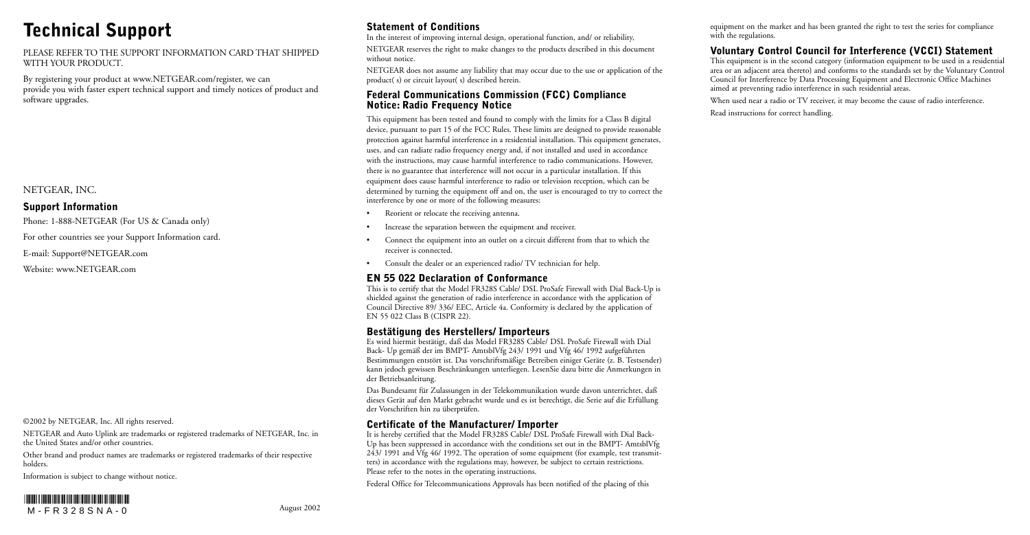# Technical Support

PLEASE REFER TO THE SUPPORT INFORMATION CARD THAT SHIPPED WITH YOUR PRODUCT.

By registering your product at www.NETGEAR.com/register, we can provide you with faster expert technical support and timely notices of product and software upgrades.

NETGEAR, INC.

## Support Information

Phone: 1-888-NETGEAR (For US & Canada only)

For other countries see your Support Information card.

E-mail: Support@NETGEAR.com

Website: www.NETGEAR.com

©2002 by NETGEAR, Inc. All rights reserved.

NETGEAR and Auto Uplink are trademarks or registered trademarks of NETGEAR, Inc. in the United States and/or other countries.

Other brand and product names are trademarks or registered trademarks of their respective holders.

Information is subject to change without notice.

M-FR328SNA-0

August 2002

## Statement of Conditions

In the interest of improving internal design, operational function, and/ or reliability, NETGEAR reserves the right to make changes to the products described in this document without notice.

NETGEAR does not assume any liability that may occur due to the use or application of the product( s) or circuit layout( s) described herein.

## Federal Communications Commission (FCC) Compliance Notice: Radio Frequency Notice

This equipment has been tested and found to comply with the limits for a Class B digital device, pursuant to part 15 of the FCC Rules. These limits are designed to provide reasonable protection against harmful interference in a residential installation. This equipment generates, uses, and can radiate radio frequency energy and, if not installed and used in accordance with the instructions, may cause harmful interference to radio communications. However, there is no guarantee that interference will not occur in a particular installation. If this equipment does cause harmful interference to radio or television reception, which can be determined by turning the equipment off and on, the user is encouraged to try to correct the interference by one or more of the following measures:

- Reorient or relocate the receiving antenna.
- Increase the separation between the equipment and receiver.
- Connect the equipment into an outlet on a circuit different from that to which the receiver is connected.
- Consult the dealer or an experienced radio/ TV technician for help.

## EN 55 022 Declaration of Conformance

This is to certify that the Model FR328S Cable/ DSL ProSafe Firewall with Dial Back-Up is shielded against the generation of radio interference in accordance with the application of Council Directive 89/ 336/ EEC, Article 4a. Conformity is declared by the application of EN 55 022 Class B (CISPR 22).

## Bestätigung des Herstellers/ Importeurs

Es wird hiermit bestätigt, daß das Model FR328S Cable/ DSL ProSafe Firewall with Dial Back- Up gemäß der im BMPT- AmtsblVfg 243/ 1991 und Vfg 46/ 1992 aufgeführten Bestimmungen entstört ist. Das vorschriftsmäßige Betreiben einiger Geräte (z. B. Testsender) kann jedoch gewissen Beschränkungen unterliegen. LesenSie dazu bitte die Anmerkungen in der Betriebsanleitung.

Das Bundesamt für Zulassungen in der Telekommunikation wurde davon unterrichtet, daß dieses Gerät auf den Markt gebracht wurde und es ist berechtigt, die Serie auf die Erfüllung der Vorschriften hin zu überprüfen.

## Certificate of the Manufacturer/ Importer

It is hereby certified that the Model FR328S Cable/ DSL ProSafe Firewall with Dial Back-Up has been suppressed in accordance with the conditions set out in the BMPT- AmtsblVfg 243/ 1991 and Vfg 46/ 1992. The operation of some equipment (for example, test transmitters) in accordance with the regulations may, however, be subject to certain restrictions. Please refer to the notes in the operating instructions.

Federal Office for Telecommunications Approvals has been notified of the placing of this equipment on the market and has been granted the right to test the series for compliance with the regulations.

## Voluntary Control Council for Interference (VCCI) Statement

This equipment is in the second category (information equipment to be used in a residential area or an adjacent area thereto) and conforms to the standards set by the Voluntary Control Council for Interference by Data Processing Equipment and Electronic Office Machines aimed at preventing radio interference in such residential areas.

When used near a radio or TV receiver, it may become the cause of radio interference.

Read instructions for correct handling.